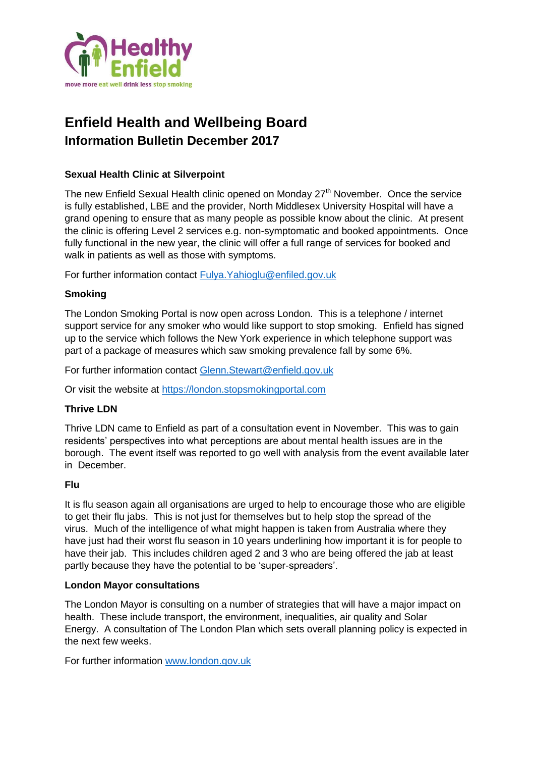# Enfield Health and Wellbeing Board

## Information Bulletin December 2017

### Sexual Health Clinic at Silverpoint

The new Enfield Sexual Health clinic opened on Monday 27th November. Once the service is fully established, LBE and the provider, North Middlesex University Hospital will have a grand opening to ensure that as many people as possible know about the clinic. At present the clinic is offering Level 2 services e.g. non-symptomatic and booked appointments. Once fully functional in the new year, the clinic will offer a full range of services for booked and walk in patients as well as those with symptoms.

For further information contact Fulya.Yahioglu@enfiled.gov.uk

### Smoking

The London Smoking Portal is now open across London. This is a telephone / internet support service for any smoker who would like support to stop smoking. Enfield has signed up to the service which follows the New York experience in which telephone support was part of a package of measures which saw smoking prevalence fall by some 6%.

For further information contact Glenn.Stewart@enfield.gov.uk

Or visit the website at https://london.stopsmokingportal.com

### Thrive LDN

Thrive LDN came to Enfield as part of a consultation event in November. This was to gain residents' perspectives into what perceptions are about mental health issues are in the borough. The event itself was reported to go well with analysis from the event available later in December.

### Flu

It is flu season again all organisations are urged to help to encourage those who are eligible to get their flu jabs. This is not just for themselves but to help stop the spread of the virus. Much of the intelligence of what might happen is taken from Australia where they have just had their worst flu season in 10 years underlining how important it is for people to have their jab. This includes children aged 2 and 3 who are being offered the jab at least partly because they have the potential to be 'super-spreaders'.

### London Mayor consultations

The London Mayor is consulting on a number of strategies that will have a major impact on health. These include transport, the environment, inequalities, air quality and Solar Energy. A consultation of The London Plan which sets overall planning policy is expected in the next few weeks.

For further information www.london.gov.uk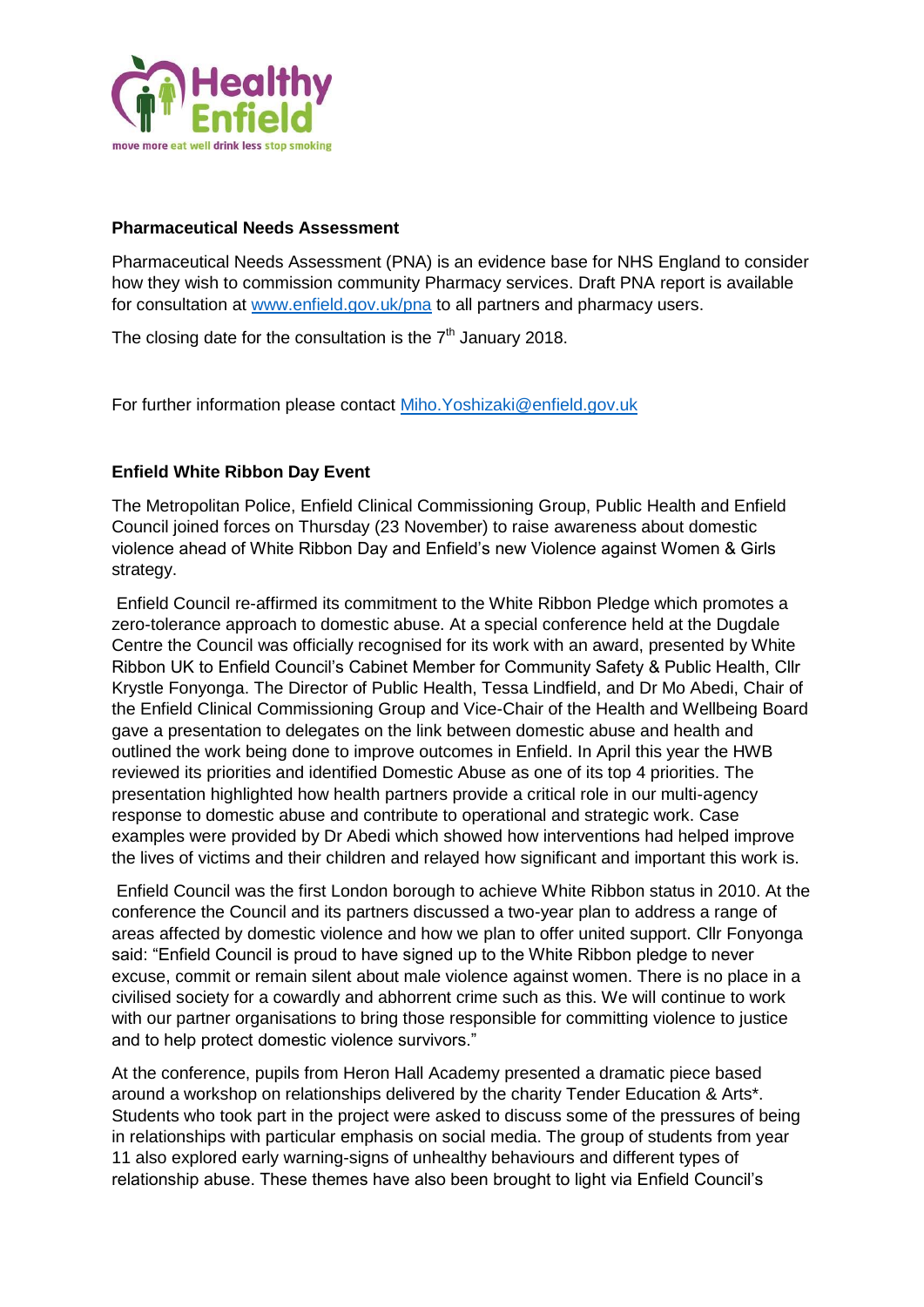**Pharmaceutical Needs Assessment**

Pharmaceutical Needs Assessment (PNA) is an evidence base for NHS England to consider how they wish to commission community Pharmacy services. Draft PNA report is available for consultation at [www.enfield.gov.uk/pna](http://www.enfield.gov.uk/pna) to all partners and pharmacy users.

The closing date for the consultation is the 7th January 2018.

For further information please contact [Miho.Yoshizaki@enfield.gov.uk](mailto:Miho.Yoshizaki@enfield.gov.uk)

**Enfield White Ribbon Day Event**

The Metropolitan Police, Enfield Clinical Commissioning Group, Public Health and Enfield Council joined forces on Thursday (23 November) to raise awareness about domestic violence ahead of White Ribbon Day and Enfield's new Violence against Women & Girls strategy.

Enfield Council re-affirmed its commitment to the White Ribbon Pledge which promotes a zero-tolerance approach to domestic abuse. At a special conference held at the Dugdale Centre the Council was officially recognised for its work with an award, presented by White Ribbon UK to Enfield Council's Cabinet Member for Community Safety & Public Health, Cllr Krystle Fonyonga. The Director of Public Health, Tessa Lindfield, and Dr Mo Abedi, Chair of the Enfield Clinical Commissioning Group and Vice-Chair of the Health and Wellbeing Board gave a presentation to delegates on the link between domestic abuse and health and outlined the work being done to improve outcomes in Enfield. In April this year the HWB reviewed its priorities and identified Domestic Abuse as one of its top 4 priorities. The presentation highlighted how health partners provide a critical role in our multi-agency response to domestic abuse and contribute to operational and strategic work. Case examples were provided by Dr Abedi which showed how interventions had helped improve the lives of victims and their children and relayed how significant and important this work is.

Enfield Council was the first London borough to achieve White Ribbon status in 2010. At the conference the Council and its partners discussed a two-year plan to address a range of areas affected by domestic violence and how we plan to offer united support. Cllr Fonyonga said: "Enfield Council is proud to have signed up to the White Ribbon pledge to never excuse, commit or remain silent about male violence against women. There is no place in a civilised society for a cowardly and abhorrent crime such as this. We will continue to work with our partner organisations to bring those responsible for committing violence to justice and to help protect domestic violence survivors."

At the conference, pupils from Heron Hall Academy presented a dramatic piece based around a workshop on relationships delivered by the charity Tender Education & Arts*. Students who took part in the project were asked to discuss some of the pressures of being in relationships with particular emphasis on social media. The group of students from year 11 also explored early warning-signs of unhealthy behaviours and different types of relationship abuse. These themes have also been brought to light via Enfield Council's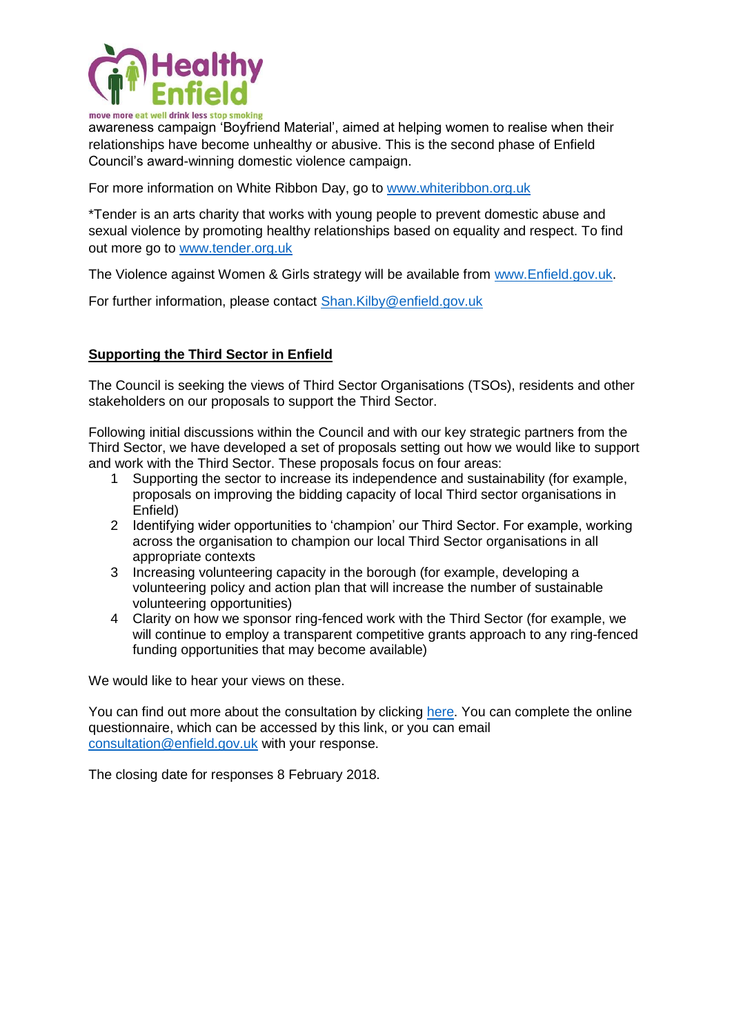awareness campaign 'Boyfriend Material', aimed at helping women to realise when their relationships have become unhealthy or abusive. This is the second phase of Enfield Council's award-winning domestic violence campaign.

For more information on White Ribbon Day, go to [www.whiteribbon.org.uk](http://www.whiteribbon.org.uk)

*Tender is an arts charity that works with young people to prevent domestic abuse and sexual violence by promoting healthy relationships based on equality and respect. To find out more go to [www.tender.org.uk](http://www.tender.org.uk)

The Violence against Women & Girls strategy will be available from [www.Enfield.gov.uk](http://www.Enfield.gov.uk).

For further information, please contact [Shan.Kilby@enfield.gov.uk](mailto:Shan.Kilby@enfield.gov.uk)

## Supporting the Third Sector in Enfield

The Council is seeking the views of Third Sector Organisations (TSOs), residents and other stakeholders on our proposals to support the Third Sector.

Following initial discussions within the Council and with our key strategic partners from the Third Sector, we have developed a set of proposals setting out how we would like to support and work with the Third Sector. These proposals focus on four areas:

1. Supporting the sector to increase its independence and sustainability (for example, proposals on improving the bidding capacity of local Third sector organisations in Enfield)
2. Identifying wider opportunities to 'champion' our Third Sector. For example, working across the organisation to champion our local Third Sector organisations in all appropriate contexts
3. Increasing volunteering capacity in the borough (for example, developing a volunteering policy and action plan that will increase the number of sustainable volunteering opportunities)
4. Clarity on how we sponsor ring-fenced work with the Third Sector (for example, we will continue to employ a transparent competitive grants approach to any ring-fenced funding opportunities that may become available)

We would like to hear your views on these.

You can find out more about the consultation by clicking here. You can complete the online questionnaire, which can be accessed by this link, or you can email [consultation@enfield.gov.uk](mailto:consultation@enfield.gov.uk) with your response.

The closing date for responses 8 February 2018.